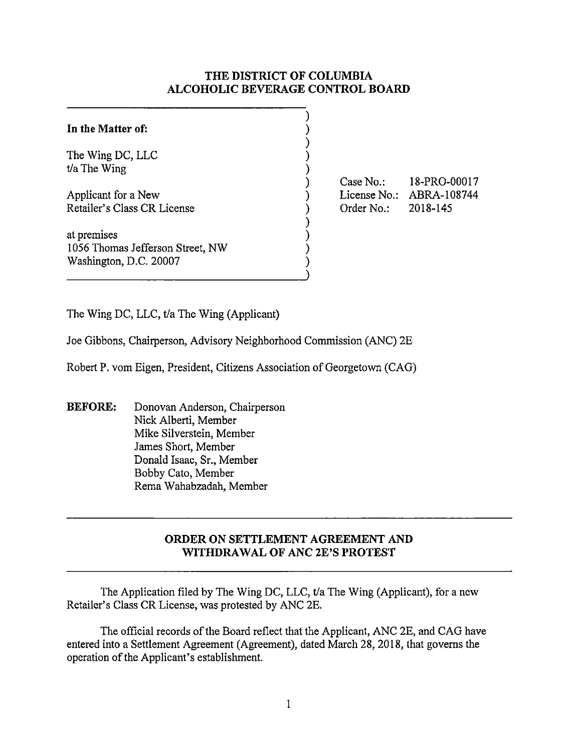# THE DISTRICT OF COLUMBIA
# ALCOHOLIC BEVERAGE CONTROL BOARD

| | |
|---|---|
| **In the Matter of:**<br><br>The Wing DC, LLC<br>t/a The Wing<br><br>Applicant for a New<br>Retailer's Class CR License<br><br>at premises<br>1056 Thomas Jefferson Street, NW<br>Washington, D.C. 20007 | Case No.: 18-PRO-00017<br>License No.: ABRA-108744<br>Order No.: 2018-145 |

The Wing DC, LLC, t/a The Wing (Applicant)

Joe Gibbons, Chairperson, Advisory Neighborhood Commission (ANC) 2E

Robert P. vom Eigen, President, Citizens Association of Georgetown (CAG)

**BEFORE:** Donovan Anderson, Chairperson
Nick Alberti, Member
Mike Silverstein, Member
James Short, Member
Donald Isaac, Sr., Member
Bobby Cato, Member
Rema Wahabzadah, Member

## ORDER ON SETTLEMENT AGREEMENT AND WITHDRAWAL OF ANC 2E'S PROTEST

The Application filed by The Wing DC, LLC, t/a The Wing (Applicant), for a new Retailer's Class CR License, was protested by ANC 2E.

The official records of the Board reflect that the Applicant, ANC 2E, and CAG have entered into a Settlement Agreement (Agreement), dated March 28, 2018, that governs the operation of the Applicant's establishment.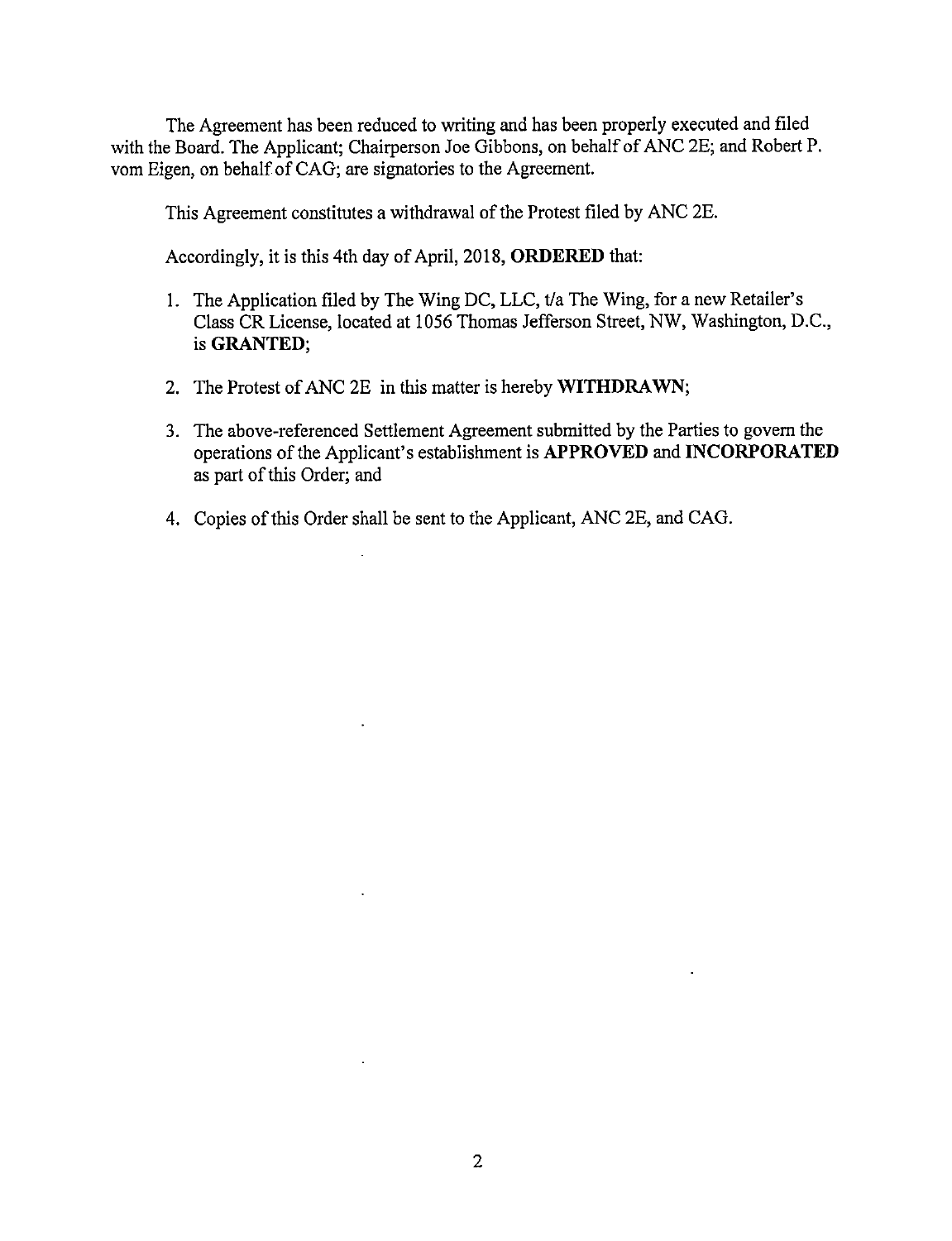The Agreement has been reduced to writing and has been properly executed and filed with the Board. The Applicant; Chairperson Joe Gibbons, on behalf of ANC 2E; and Robert P. vom Eigen, on behalf of CAG; are signatories to the Agreement.

This Agreement constitutes a withdrawal of the Protest filed by ANC 2E.

Accordingly, it is this 4th day of April, 2018, **ORDERED** that:

1. The Application filed by The Wing DC, LLC, t/a The Wing, for a new Retailer's Class CR License, located at 1056 Thomas Jefferson Street, NW, Washington, D.C., is **GRANTED**;
2. The Protest of ANC 2E in this matter is hereby **WITHDRAWN**;
3. The above-referenced Settlement Agreement submitted by the Parties to govern the operations of the Applicant's establishment is **APPROVED** and **INCORPORATED** as part of this Order; and
4. Copies of this Order shall be sent to the Applicant, ANC 2E, and CAG.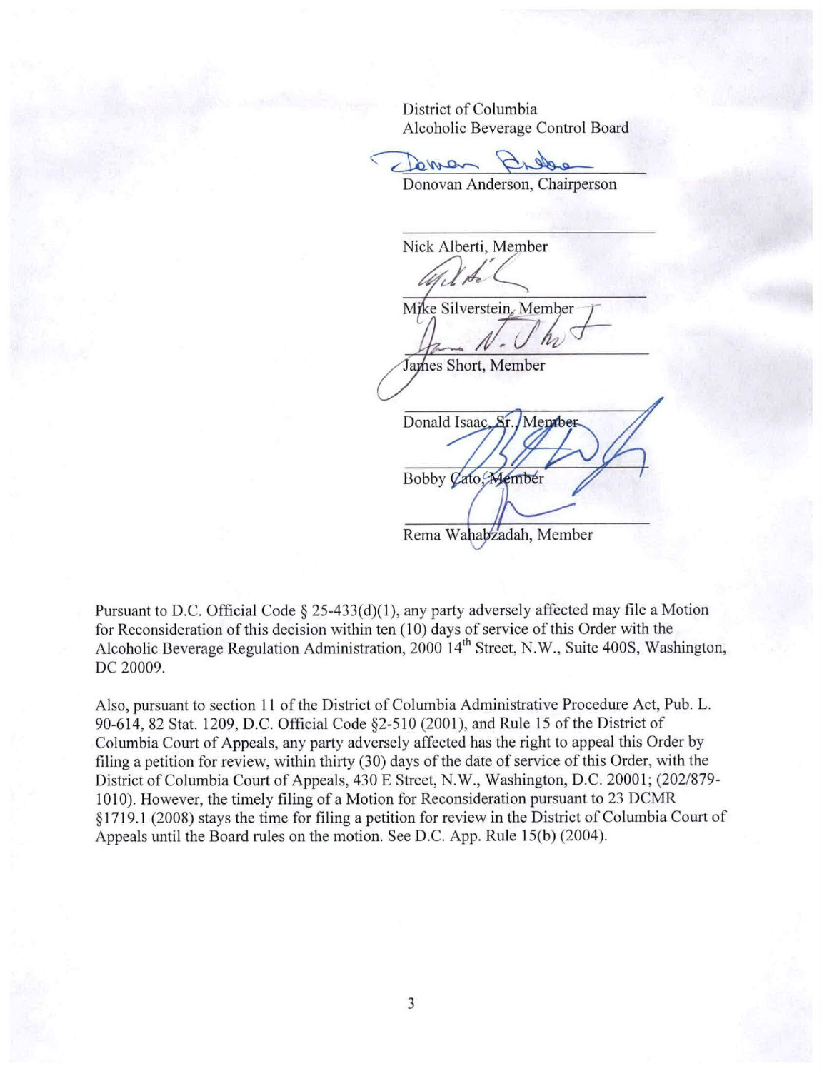District of Columbia
Alcoholic Beverage Control Board

Donovan Anderson, Chairperson

Nick Alberti, Member

Mike Silverstein, Member

James Short, Member

Donald Isaac, Sr., Member

Bobby Cato, Member

Rema Wahabzadah, Member

Pursuant to D.C. Official Code § 25-433(d)(1), any party adversely affected may file a Motion for Reconsideration of this decision within ten (10) days of service of this Order with the Alcoholic Beverage Regulation Administration, 2000 14th Street, N.W., Suite 400S, Washington, DC 20009.

Also, pursuant to section 11 of the District of Columbia Administrative Procedure Act, Pub. L. 90-614, 82 Stat. 1209, D.C. Official Code §2-510 (2001), and Rule 15 of the District of Columbia Court of Appeals, any party adversely affected has the right to appeal this Order by filing a petition for review, within thirty (30) days of the date of service of this Order, with the District of Columbia Court of Appeals, 430 E Street, N.W., Washington, D.C. 20001; (202/879-1010). However, the timely filing of a Motion for Reconsideration pursuant to 23 DCMR §1719.1 (2008) stays the time for filing a petition for review in the District of Columbia Court of Appeals until the Board rules on the motion. See D.C. App. Rule 15(b) (2004).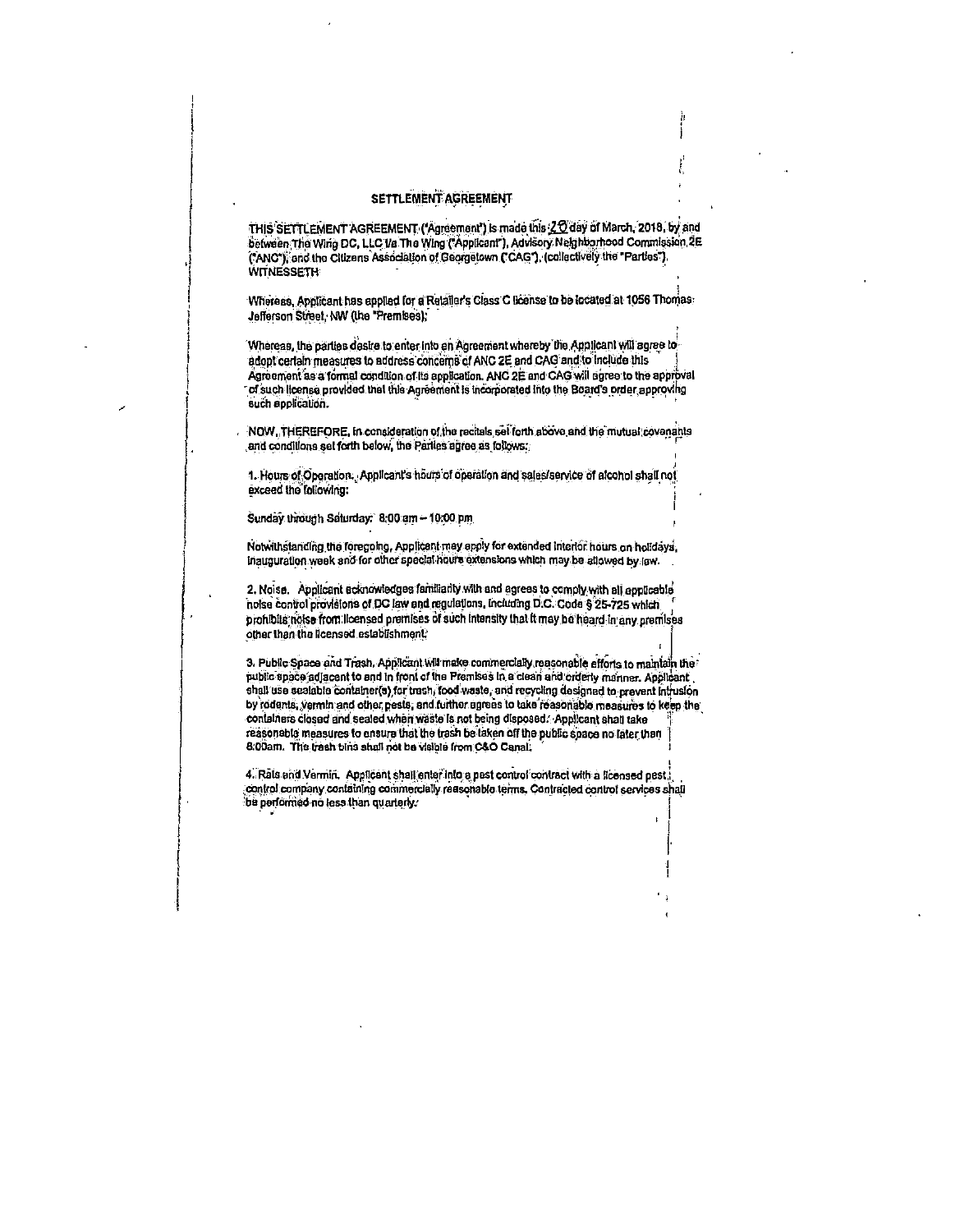# SETTLEMENT AGREEMENT

THIS SETTLEMENT AGREEMENT ("Agreement") is made this 20 day of March, 2018, by and between The Wing DC, LLC t/a The Wing ("Applicant"), Advisory Neighborhood Commission 2E ("ANC"), and the Citizens Association of Georgetown ("CAG"), (collectively the "Parties"). WITNESSETH:

Whereas, Applicant has applied for a Retailer's Class C license to be located at 1056 Thomas Jefferson Street, NW (the "Premises);

Whereas, the parties desire to enter into an Agreement whereby the Applicant will agree to adopt certain measures to address concerns of ANC 2E and CAG and to include this Agreement as a formal condition of its application. ANC 2E and CAG will agree to the approval of such license provided that this Agreement is incorporated into the Board's order approving such application.

NOW, THEREFORE, in consideration of the recitals set forth above and the mutual covenants and conditions set forth below, the Parties agree as follows:

1. Hours of Operation. Applicant's hours of operation and sales/service of alcohol shall not exceed the following:

Sunday through Saturday: 8:00 am – 10:00 pm

Notwithstanding the foregoing, Applicant may apply for extended interior hours on holidays, inauguration week and for other special hours extensions which may be allowed by law.

2. Noise. Applicant acknowledges familiarity with and agrees to comply with all applicable noise control provisions of DC law and regulations, including D.C. Code § 25-725 which prohibits noise from licensed premises of such intensity that it may be heard in any premises other than the licensed establishment.

3. Public Space and Trash. Applicant will make commercially reasonable efforts to maintain the public space adjacent to and in front of the Premises in a clean and orderly manner. Applicant shall use sealable container(s) for trash, food waste, and recycling designed to prevent intrusion by rodents, vermin and other pests, and further agrees to take reasonable measures to keep the containers closed and sealed when waste is not being disposed. Applicant shall take reasonable measures to ensure that the trash be taken off the public space no later than 8:00am. The trash bins shall not be visible from C&O Canal.

4. Rats and Vermin. Applicant shall enter into a pest control contract with a licensed pest control company containing commercially reasonable terms. Contracted control services shall be performed no less than quarterly.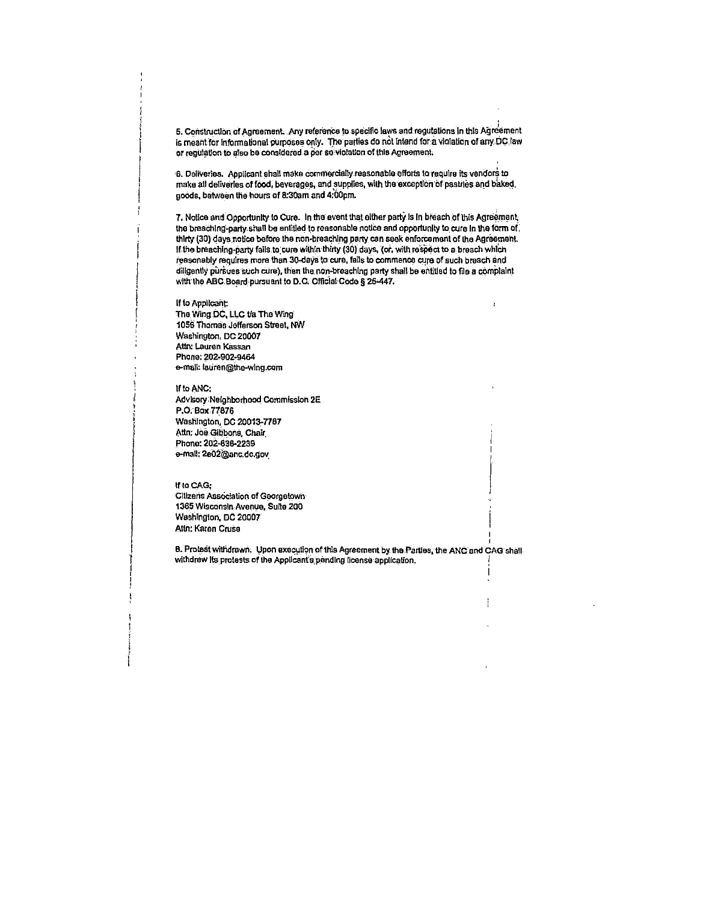5. Construction of Agreement. Any reference to specific laws and regulations in this Agreement is meant for informational purposes only. The parties do not intend for a violation of any DC law or regulation to also be considered a per se violation of this Agreement.

6. Deliveries. Applicant shall make commercially reasonable efforts to require its vendors to make all deliveries of food, beverages, and supplies, with the exception of pastries and baked goods, between the hours of 8:30am and 4:00pm.

7. Notice and Opportunity to Cure. In the event that either party is in breach of this Agreement, the breaching-party shall be entitled to reasonable notice and opportunity to cure in the form of thirty (30) days notice before the non-breaching party can seek enforcement of the Agreement. If the breaching-party fails to cure within thirty (30) days, (or, with respect to a breach which reasonably requires more than 30-days to cure, fails to commence cure of such breach and diligently pursues such cure), then the non-breaching party shall be entitled to file a complaint with the ABC Board pursuant to D.C. Official Code § 25-447.

If to Applicant:
The Wing DC, LLC t/a The Wing
1056 Thomas Jefferson Street, NW
Washington, DC 20007
Attn: Lauren Kassan
Phone: 202-902-9464
e-mail: lauren@the-wing.com

If to ANC:
Advisory Neighborhood Commission 2E
P.O. Box 77876
Washington, DC 20013-7787
Attn: Joe Gibbons, Chair
Phone: 202-838-2239
e-mail: 2e02@anc.dc.gov

If to CAG:
Citizens Association of Georgetown
1365 Wisconsin Avenue, Suite 200
Washington, DC 20007
Attn: Karen Cruse

8. Protest withdrawn. Upon execution of this Agreement by the Parties, the ANC and CAG shall withdraw its protests of the Applicant's pending license application.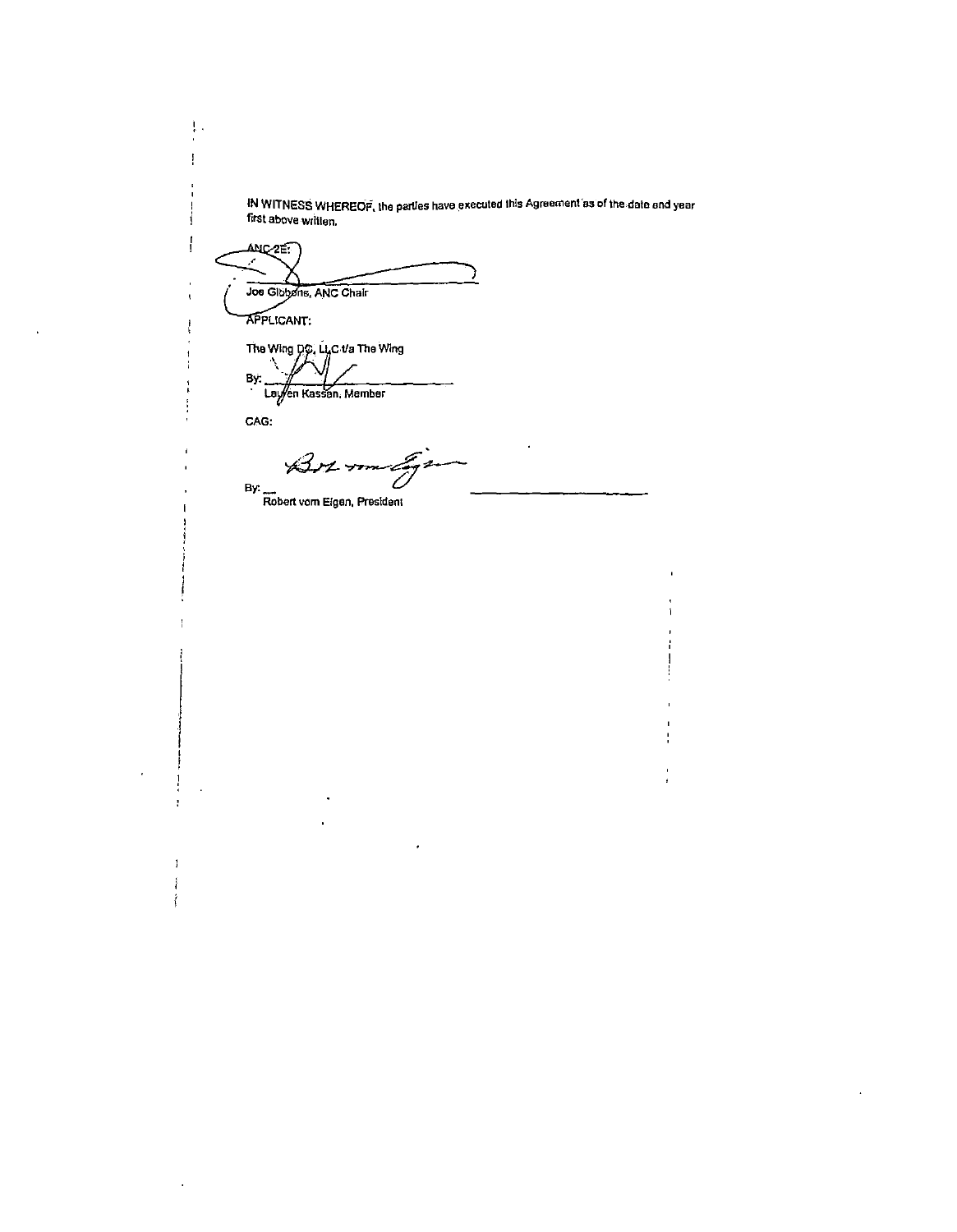IN WITNESS WHEREOF, the parties have executed this Agreement as of the date and year first above written.

ANC 2E:

Joe Gibbons, ANC Chair

APPLICANT:

The Wing DC, LLC t/a The Wing

By: ______________________

Lauren Kassan, Member

CAG:

By: ______________________

Robert vom Eigen, President